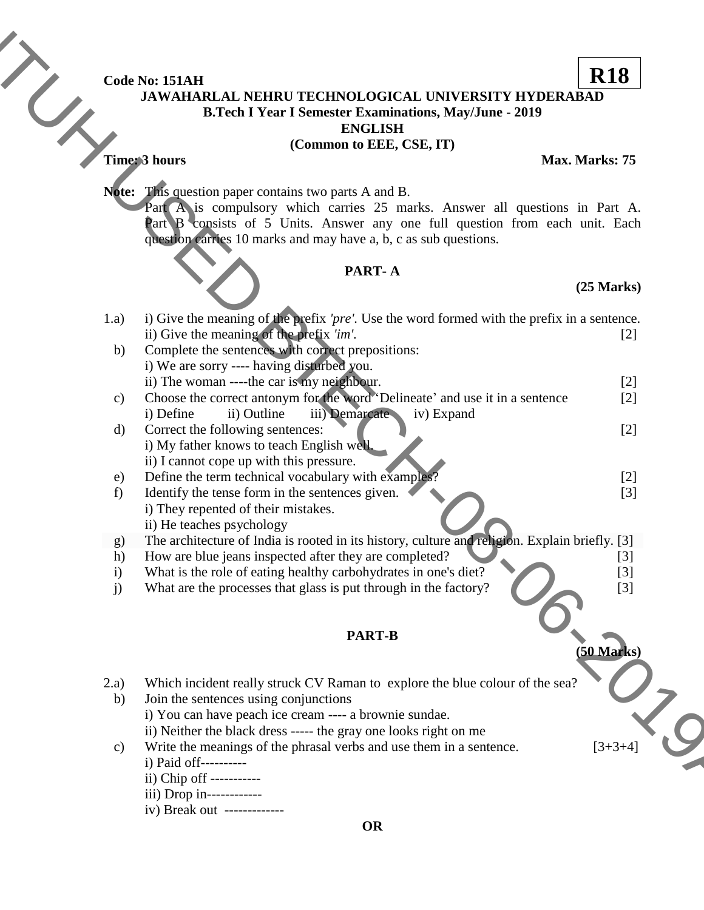**Code No: 151AH** **R18**

**JAWAHARLAL NEHRU TECHNOLOGICAL UNIVERSITY HYDERABAD**
**B.Tech I Year I Semester Examinations, May/June - 2019**
**ENGLISH**
**(Common to EEE, CSE, IT)**

**Time: 3 hours** **Max. Marks: 75**

**Note:** This question paper contains two parts A and B.
Part A is compulsory which carries 25 marks. Answer all questions in Part A. Part B consists of 5 Units. Answer any one full question from each unit. Each question carries 10 marks and may have a, b, c as sub questions.

## PART- A

**(25 Marks)**

1.a) i) Give the meaning of the prefix *'pre'*. Use the word formed with the prefix in a sentence.
ii) Give the meaning of the prefix *'im'*. [2]

b) Complete the sentences with correct prepositions:
i) We are sorry ---- having disturbed you.
ii) The woman ----the car is my neighbour. [2]

c) Choose the correct antonym for the word 'Delineate' and use it in a sentence [2]
i) Define ii) Outline iii) Demarcate iv) Expand

d) Correct the following sentences: [2]
i) My father knows to teach English well.
ii) I cannot cope up with this pressure.

e) Define the term technical vocabulary with examples? [2]

f) Identify the tense form in the sentences given. [3]
i) They repented of their mistakes.
ii) He teaches psychology

g) The architecture of India is rooted in its history, culture and religion. Explain briefly. [3]

h) How are blue jeans inspected after they are completed? [3]

i) What is the role of eating healthy carbohydrates in one's diet? [3]

j) What are the processes that glass is put through in the factory? [3]

## PART-B

**(50 Marks)**

2.a) Which incident really struck CV Raman to explore the blue colour of the sea?

b) Join the sentences using conjunctions
i) You can have peach ice cream ---- a brownie sundae.
ii) Neither the black dress ----- the gray one looks right on me

c) Write the meanings of the phrasal verbs and use them in a sentence. [3+3+4]
i) Paid off----------
ii) Chip off -----------
iii) Drop in------------
iv) Break out -------------

**OR**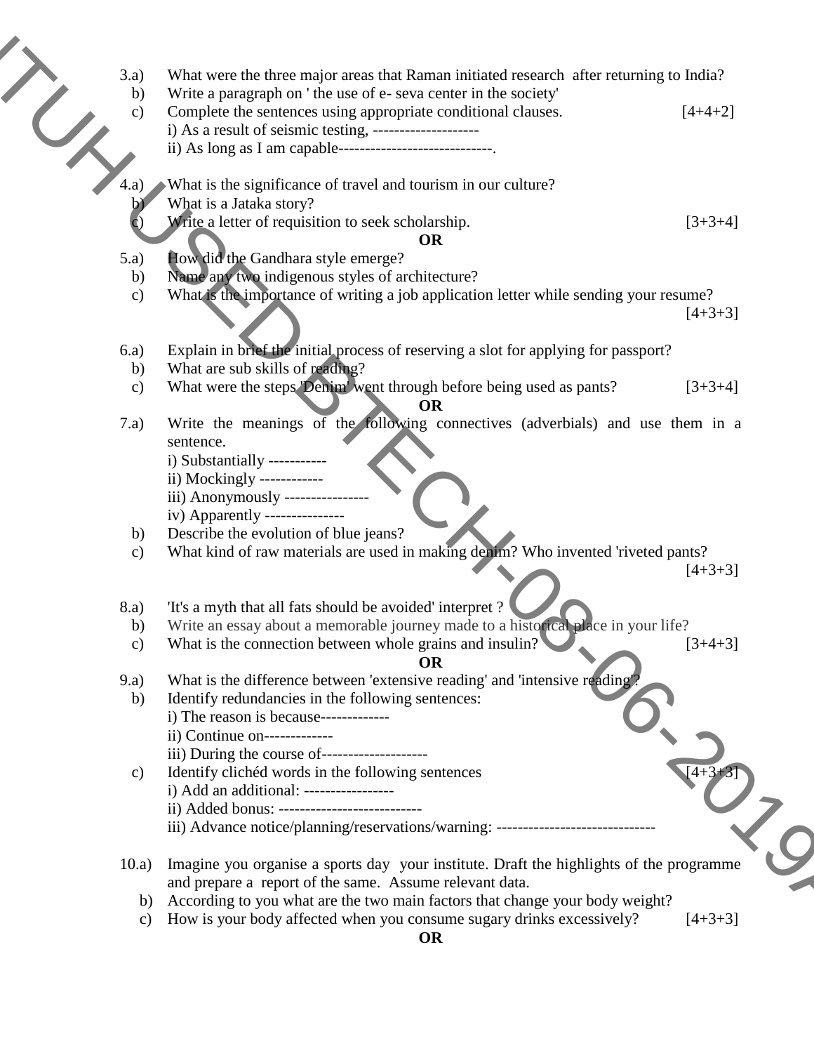3.a) What were the three major areas that Raman initiated research after returning to India?

b) Write a paragraph on ' the use of e- seva center in the society'

c) Complete the sentences using appropriate conditional clauses. [4+4+2]

i) As a result of seismic testing, --------------------

ii) As long as I am capable-----------------------------.

4.a) What is the significance of travel and tourism in our culture?

b) What is a Jataka story?

c) Write a letter of requisition to seek scholarship. [3+3+4]

**OR**

5.a) How did the Gandhara style emerge?

b) Name any two indigenous styles of architecture?

c) What is the importance of writing a job application letter while sending your resume? [4+3+3]

6.a) Explain in brief the initial process of reserving a slot for applying for passport?

b) What are sub skills of reading?

c) What were the steps 'Denim' went through before being used as pants? [3+3+4]

**OR**

7.a) Write the meanings of the following connectives (adverbials) and use them in a sentence.

i) Substantially -----------

ii) Mockingly ------------

iii) Anonymously ----------------

iv) Apparently ---------------

b) Describe the evolution of blue jeans?

c) What kind of raw materials are used in making denim? Who invented 'riveted pants? [4+3+3]

8.a) 'It's a myth that all fats should be avoided' interpret ?

b) Write an essay about a memorable journey made to a historical place in your life?

c) What is the connection between whole grains and insulin? [3+4+3]

**OR**

9.a) What is the difference between 'extensive reading' and 'intensive reading'?

b) Identify redundancies in the following sentences:

i) The reason is because-------------

ii) Continue on-------------

iii) During the course of--------------------

c) Identify clichéd words in the following sentences [4+3+3]

i) Add an additional: -----------------

ii) Added bonus: ---------------------------

iii) Advance notice/planning/reservations/warning: ------------------------------

10.a) Imagine you organise a sports day your institute. Draft the highlights of the programme and prepare a report of the same. Assume relevant data.

b) According to you what are the two main factors that change your body weight?

c) How is your body affected when you consume sugary drinks excessively? [4+3+3]

**OR**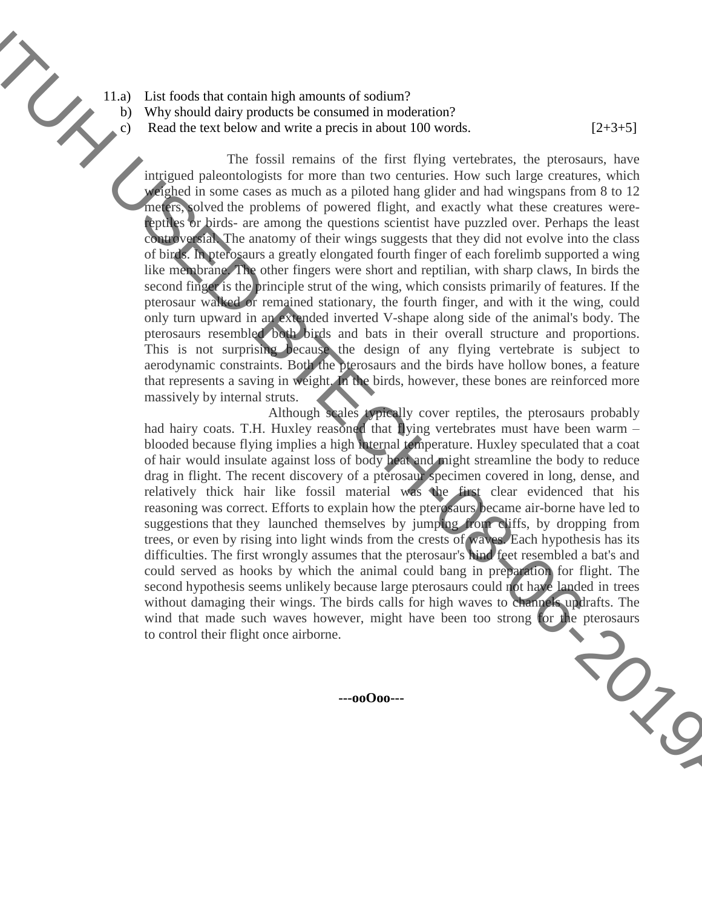11.a) List foods that contain high amounts of sodium?

b) Why should dairy products be consumed in moderation?

c) Read the text below and write a precis in about 100 words. [2+3+5]

The fossil remains of the first flying vertebrates, the pterosaurs, have intrigued paleontologists for more than two centuries. How such large creatures, which weighed in some cases as much as a piloted hang glider and had wingspans from 8 to 12 meters, solved the problems of powered flight, and exactly what these creatures were-reptiles or birds- are among the questions scientist have puzzled over. Perhaps the least controversial. The anatomy of their wings suggests that they did not evolve into the class of birds. In pterosaurs a greatly elongated fourth finger of each forelimb supported a wing like membrane. The other fingers were short and reptilian, with sharp claws, In birds the second finger is the principle strut of the wing, which consists primarily of features. If the pterosaur walked or remained stationary, the fourth finger, and with it the wing, could only turn upward in an extended inverted V-shape along side of the animal's body. The pterosaurs resembled both birds and bats in their overall structure and proportions. This is not surprising because the design of any flying vertebrate is subject to aerodynamic constraints. Both the pterosaurs and the birds have hollow bones, a feature that represents a saving in weight. In the birds, however, these bones are reinforced more massively by internal struts.

Although scales typically cover reptiles, the pterosaurs probably had hairy coats. T.H. Huxley reasoned that flying vertebrates must have been warm – blooded because flying implies a high internal temperature. Huxley speculated that a coat of hair would insulate against loss of body heat and might streamline the body to reduce drag in flight. The recent discovery of a pterosaur specimen covered in long, dense, and relatively thick hair like fossil material was the first clear evidenced that his reasoning was correct. Efforts to explain how the pterosaurs became air-borne have led to suggestions that they launched themselves by jumping from cliffs, by dropping from trees, or even by rising into light winds from the crests of waves. Each hypothesis has its difficulties. The first wrongly assumes that the pterosaur's hind feet resembled a bat's and could served as hooks by which the animal could bang in preparation for flight. The second hypothesis seems unlikely because large pterosaurs could not have landed in trees without damaging their wings. The birds calls for high waves to channels updrafts. The wind that made such waves however, might have been too strong for the pterosaurs to control their flight once airborne.

**---ooOoo---**